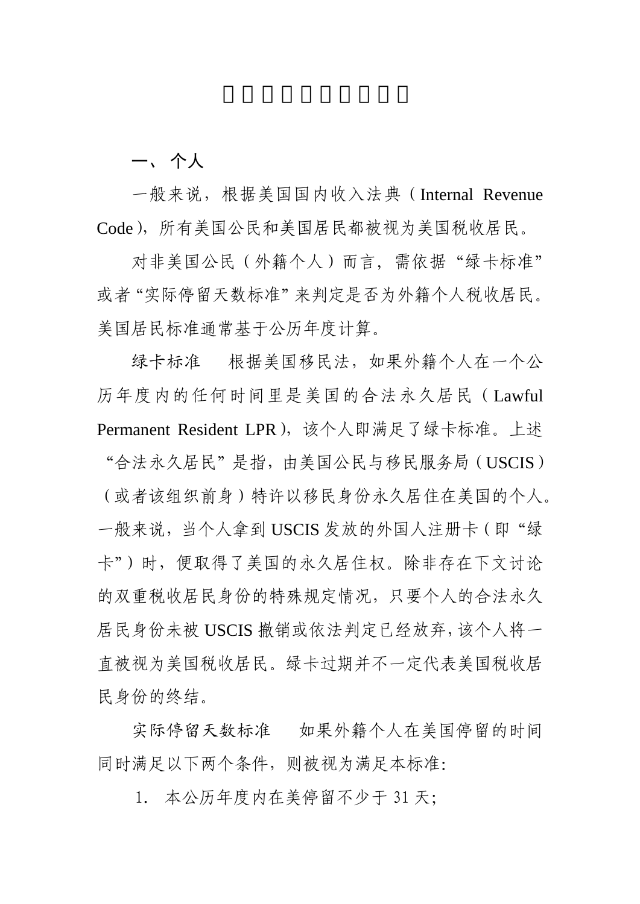# □□□□□□□□□□

## 一、 个人

一般来说，根据美国国内收入法典（Internal Revenue Code），所有美国公民和美国居民都被视为美国税收居民。

对非美国公民（外籍个人）而言，需依据“绿卡标准”或者“实际停留天数标准”来判定是否为外籍个人税收居民。美国居民标准通常基于公历年度计算。

绿卡标准　根据美国移民法，如果外籍个人在一个公历年度内的任何时间里是美国的合法永久居民（Lawful Permanent Resident LPR），该个人即满足了绿卡标准。上述“合法永久居民”是指，由美国公民与移民服务局（USCIS）（或者该组织前身）特许以移民身份永久居住在美国的个人。一般来说，当个人拿到USCIS发放的外国人注册卡（即“绿卡”）时，便取得了美国的永久居住权。除非存在下文讨论的双重税收居民身份的特殊规定情况，只要个人的合法永久居民身份未被USCIS撤销或依法判定已经放弃，该个人将一直被视为美国税收居民。绿卡过期并不一定代表美国税收居民身份的终结。

实际停留天数标准　如果外籍个人在美国停留的时间同时满足以下两个条件，则被视为满足本标准：

1. 本公历年度内在美停留不少于31天；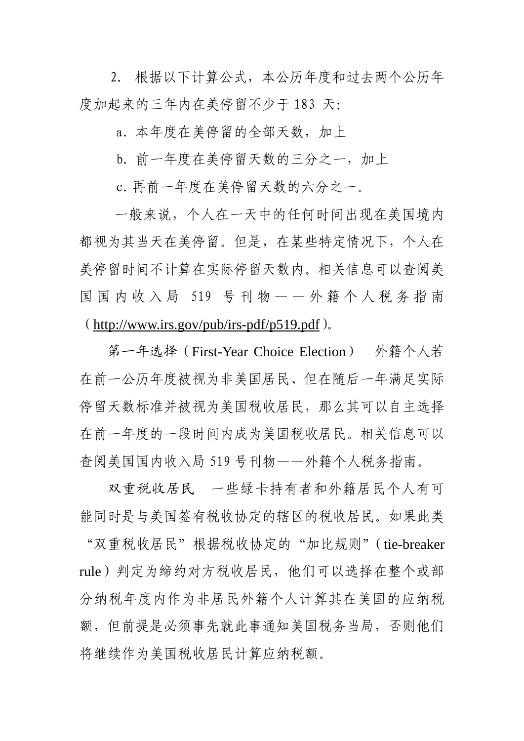2. 根据以下计算公式，本公历年度和过去两个公历年度加起来的三年内在美停留不少于 183 天：

a．本年度在美停留的全部天数，加上

b．前一年度在美停留天数的三分之一，加上

c．再前一年度在美停留天数的六分之一。

一般来说，个人在一天中的任何时间出现在美国境内都视为其当天在美停留。但是，在某些特定情况下，个人在美停留时间不计算在实际停留天数内。相关信息可以查阅美国国内收入局 519 号刊物——外籍个人税务指南（http://www.irs.gov/pub/irs-pdf/p519.pdf）。

**第一年选择（First-Year Choice Election）** 外籍个人若在前一公历年度被视为非美国居民、但在随后一年满足实际停留天数标准并被视为美国税收居民，那么其可以自主选择在前一年度的一段时间内成为美国税收居民。相关信息可以查阅美国国内收入局 519 号刊物——外籍个人税务指南。

**双重税收居民** 一些绿卡持有者和外籍居民个人有可能同时是与美国签有税收协定的辖区的税收居民。如果此类“双重税收居民”根据税收协定的“加比规则”（tie-breaker rule）判定为缔约对方税收居民，他们可以选择在整个或部分纳税年度内作为非居民外籍个人计算其在美国的应纳税额，但前提是必须事先就此事通知美国税务当局，否则他们将继续作为美国税收居民计算应纳税额。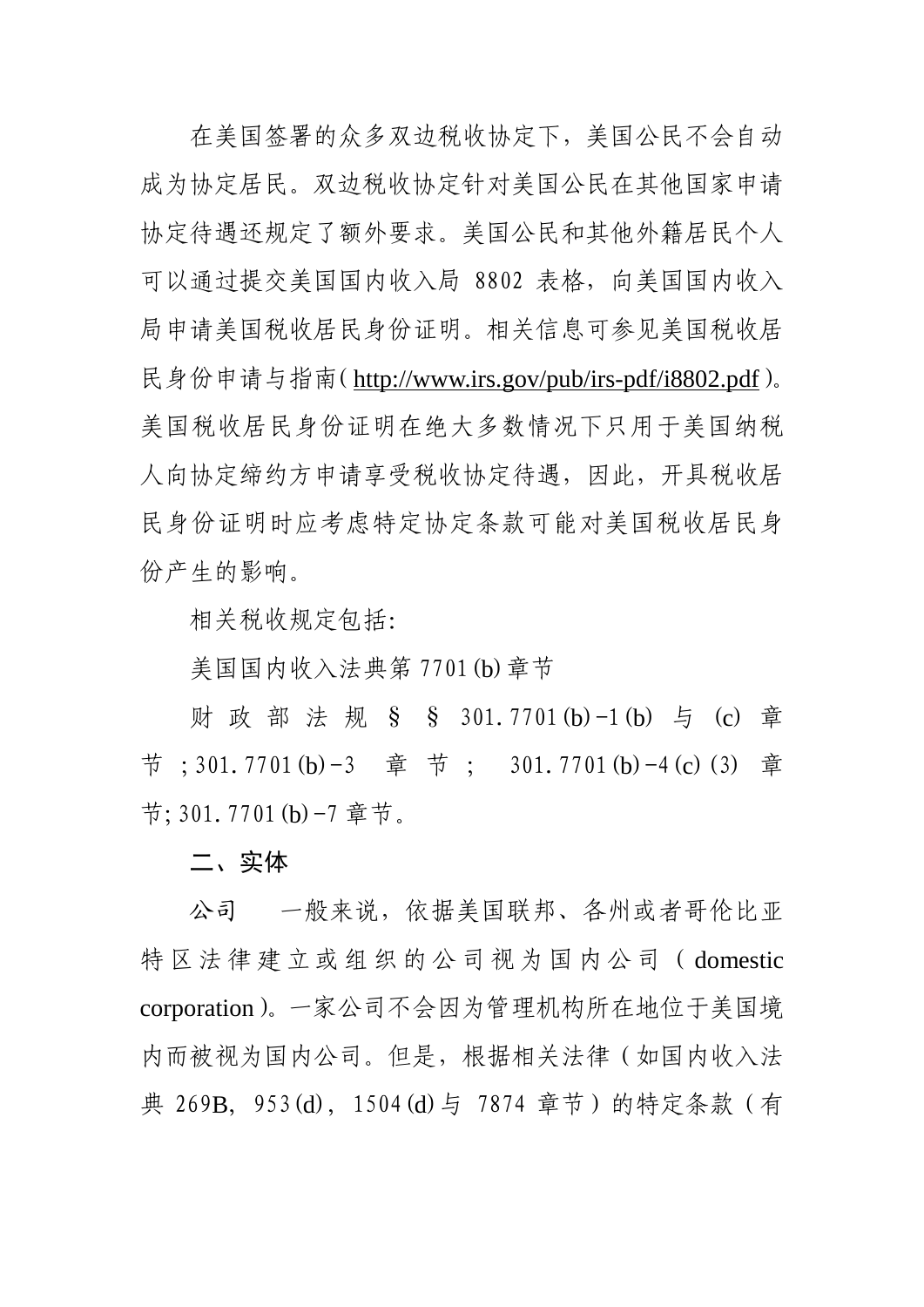在美国签署的众多双边税收协定下，美国公民不会自动成为协定居民。双边税收协定针对美国公民在其他国家申请协定待遇还规定了额外要求。美国公民和其他外籍居民个人可以通过提交美国国内收入局 8802 表格，向美国国内收入局申请美国税收居民身份证明。相关信息可参见美国税收居民身份申请与指南（http://www.irs.gov/pub/irs-pdf/i8802.pdf）。美国税收居民身份证明在绝大多数情况下只用于美国纳税人向协定缔约方申请享受税收协定待遇，因此，开具税收居民身份证明时应考虑特定协定条款可能对美国税收居民身份产生的影响。

相关税收规定包括:

美国国内收入法典第 7701(b) 章节

财政部法规 §§ 301.7701(b)-1(b) 与 (c) 章节；301.7701(b)-3 章节；301.7701(b)-4(c)(3) 章节; 301.7701(b)-7 章节。

**二、实体**

公司　一般来说，依据美国联邦、各州或者哥伦比亚特区法律建立或组织的公司视为国内公司（domestic corporation）。一家公司不会因为管理机构所在地位于美国境内而被视为国内公司。但是，根据相关法律（如国内收入法典 269B，953(d)，1504(d) 与 7874 章节）的特定条款（有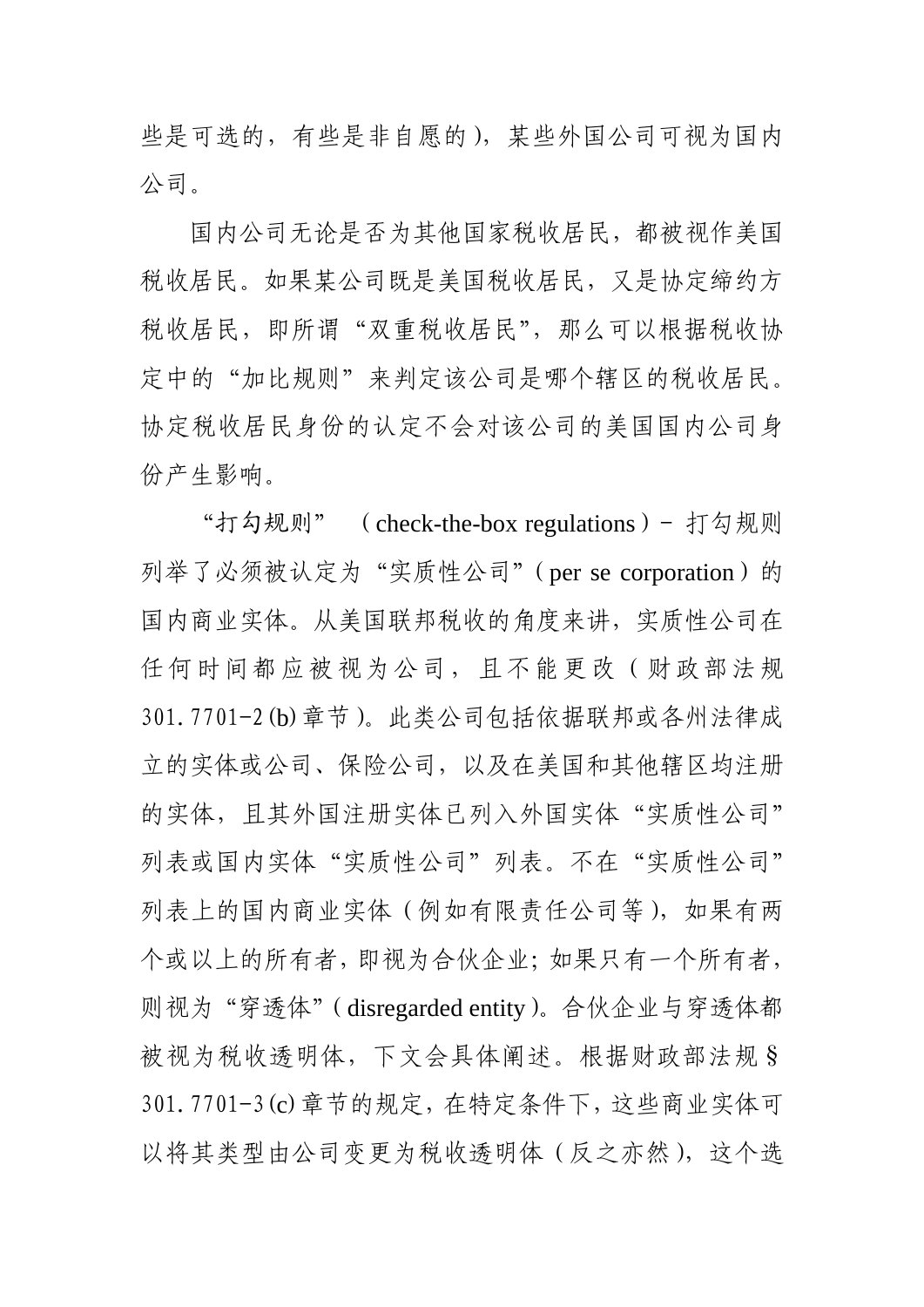些是可选的，有些是非自愿的），某些外国公司可视为国内公司。

国内公司无论是否为其他国家税收居民，都被视作美国税收居民。如果某公司既是美国税收居民，又是协定缔约方税收居民，即所谓“双重税收居民”，那么可以根据税收协定中的“加比规则”来判定该公司是哪个辖区的税收居民。协定税收居民身份的认定不会对该公司的美国国内公司身份产生影响。

“打勾规则” （check-the-box regulations）– 打勾规则列举了必须被认定为“实质性公司”（per se corporation）的国内商业实体。从美国联邦税收的角度来讲，实质性公司在任何时间都应被视为公司，且不能更改（财政部法规301.7701-2(b)章节）。此类公司包括依据联邦或各州法律成立的实体或公司、保险公司，以及在美国和其他辖区均注册的实体，且其外国注册实体已列入外国实体“实质性公司”列表或国内实体“实质性公司”列表。不在“实质性公司”列表上的国内商业实体（例如有限责任公司等），如果有两个或以上的所有者，即视为合伙企业；如果只有一个所有者，则视为“穿透体”（disregarded entity）。合伙企业与穿透体都被视为税收透明体，下文会具体阐述。根据财政部法规§301.7701-3(c)章节的规定，在特定条件下，这些商业实体可以将其类型由公司变更为税收透明体（反之亦然），这个选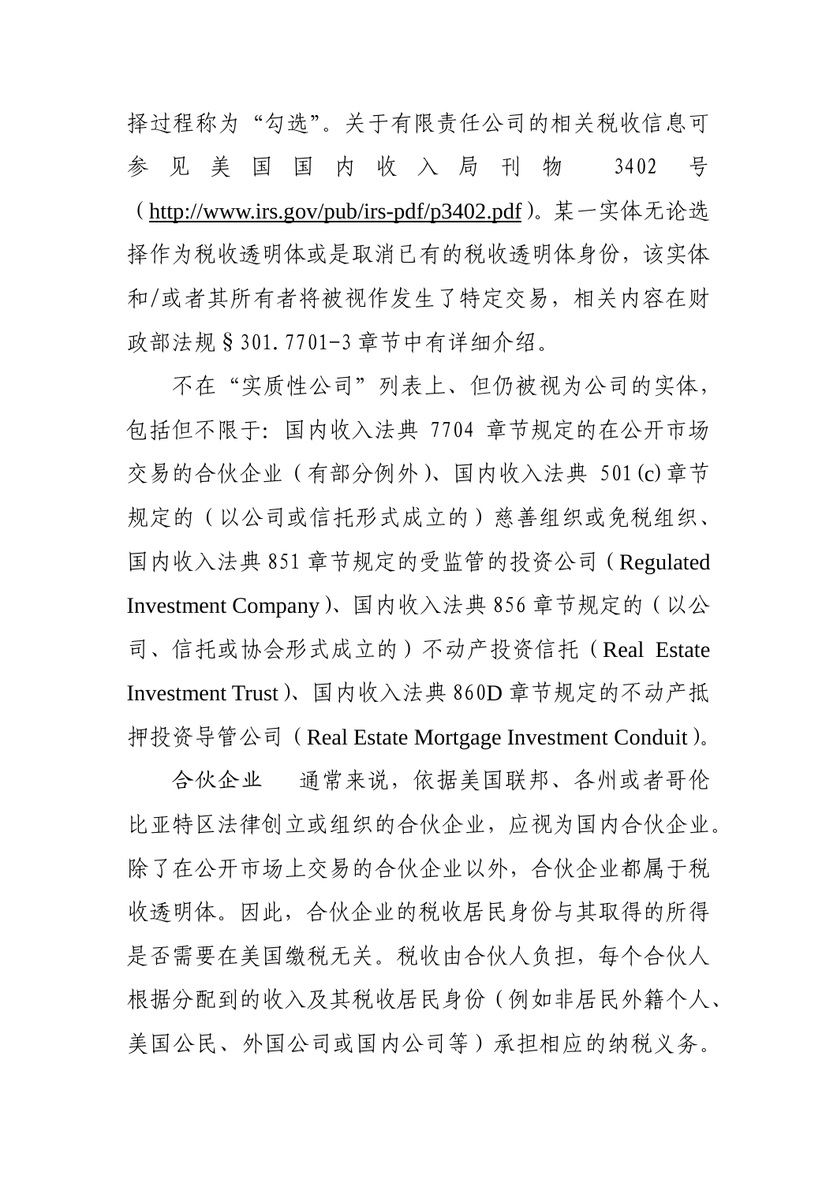择过程称为“勾选”。关于有限责任公司的相关税收信息可参见美国国内收入局刊物 3402 号（http://www.irs.gov/pub/irs-pdf/p3402.pdf）。某一实体无论选择作为税收透明体或是取消已有的税收透明体身份，该实体和/或者其所有者将被视作发生了特定交易，相关内容在财政部法规§301.7701-3 章节中有详细介绍。

不在“实质性公司”列表上、但仍被视为公司的实体，包括但不限于：国内收入法典 7704 章节规定的在公开市场交易的合伙企业（有部分例外）、国内收入法典 501(c) 章节规定的（以公司或信托形式成立的）慈善组织或免税组织、国内收入法典 851 章节规定的受监管的投资公司（Regulated Investment Company）、国内收入法典 856 章节规定的（以公司、信托或协会形式成立的）不动产投资信托（Real Estate Investment Trust）、国内收入法典 860D 章节规定的不动产抵押投资导管公司（Real Estate Mortgage Investment Conduit）。

合伙企业　通常来说，依据美国联邦、各州或者哥伦比亚特区法律创立或组织的合伙企业，应视为国内合伙企业。除了在公开市场上交易的合伙企业以外，合伙企业都属于税收透明体。因此，合伙企业的税收居民身份与其取得的所得是否需要在美国缴税无关。税收由合伙人负担，每个合伙人根据分配到的收入及其税收居民身份（例如非居民外籍个人、美国公民、外国公司或国内公司等）承担相应的纳税义务。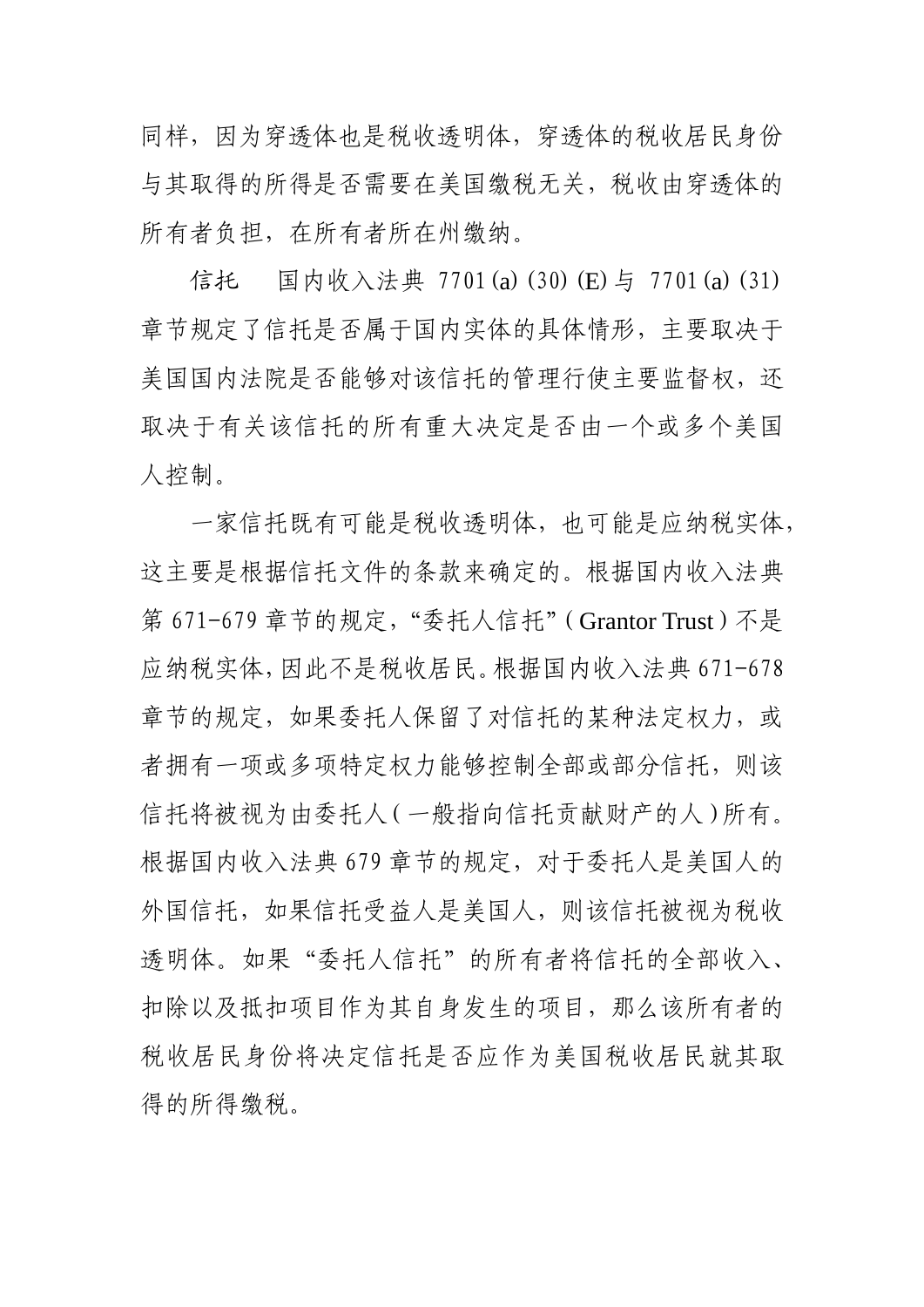同样，因为穿透体也是税收透明体，穿透体的税收居民身份与其取得的所得是否需要在美国缴税无关，税收由穿透体的所有者负担，在所有者所在州缴纳。

信托　国内收入法典 7701(a)(30)(E)与 7701(a)(31)章节规定了信托是否属于国内实体的具体情形，主要取决于美国国内法院是否能够对该信托的管理行使主要监督权，还取决于有关该信托的所有重大决定是否由一个或多个美国人控制。

一家信托既有可能是税收透明体，也可能是应纳税实体，这主要是根据信托文件的条款来确定的。根据国内收入法典第 671-679 章节的规定，“委托人信托”(Grantor Trust)不是应纳税实体，因此不是税收居民。根据国内收入法典 671-678 章节的规定，如果委托人保留了对信托的某种法定权力，或者拥有一项或多项特定权力能够控制全部或部分信托，则该信托将被视为由委托人(一般指向信托贡献财产的人)所有。根据国内收入法典 679 章节的规定，对于委托人是美国人的外国信托，如果信托受益人是美国人，则该信托被视为税收透明体。如果“委托人信托”的所有者将信托的全部收入、扣除以及抵扣项目作为其自身发生的项目，那么该所有者的税收居民身份将决定信托是否应作为美国税收居民就其取得的所得缴税。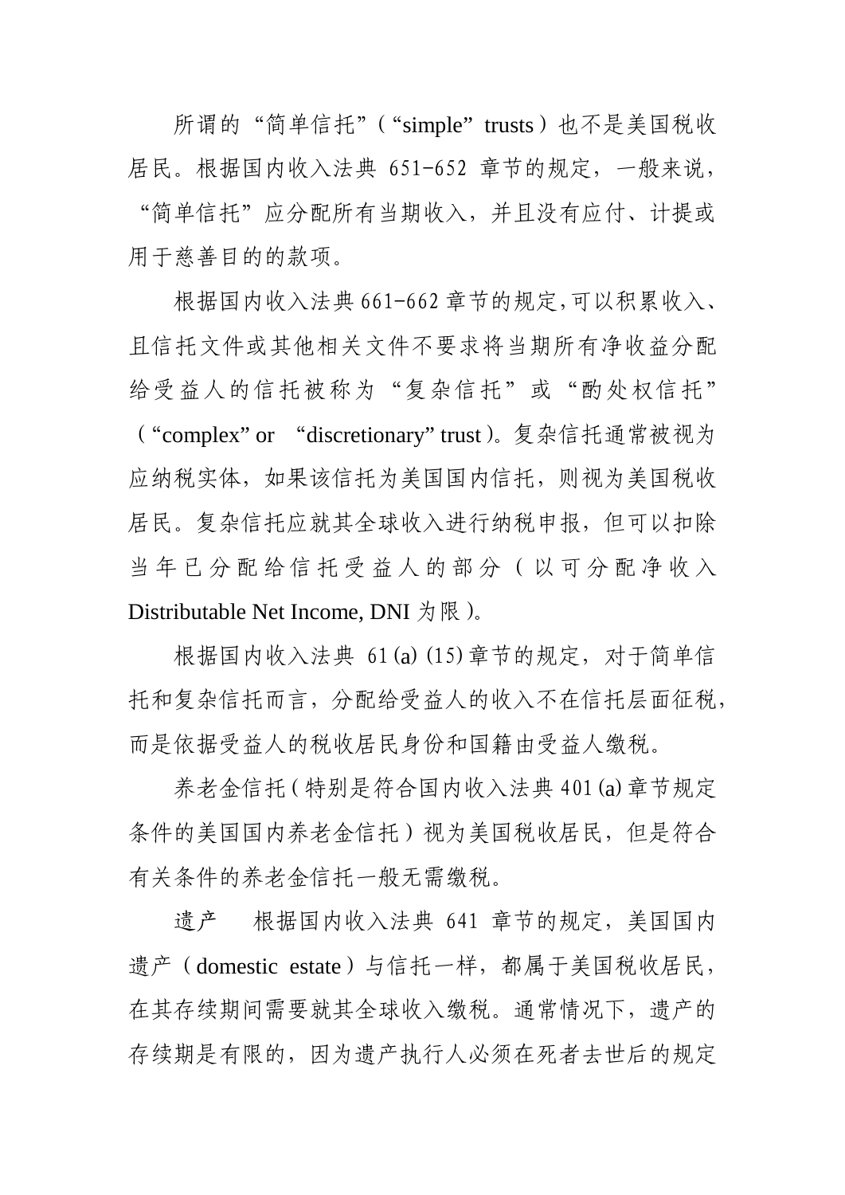所谓的“简单信托”（“simple” trusts）也不是美国税收居民。根据国内收入法典 651-652 章节的规定，一般来说，“简单信托”应分配所有当期收入，并且没有应付、计提或用于慈善目的的款项。

根据国内收入法典 661-662 章节的规定,可以积累收入、且信托文件或其他相关文件不要求将当期所有净收益分配给受益人的信托被称为“复杂信托”或“酌处权信托”（“complex” or “discretionary” trust）。复杂信托通常被视为应纳税实体，如果该信托为美国国内信托，则视为美国税收居民。复杂信托应就其全球收入进行纳税申报，但可以扣除当年已分配给信托受益人的部分（以可分配净收入 Distributable Net Income, DNI 为限）。

根据国内收入法典 61(a)(15)章节的规定，对于简单信托和复杂信托而言，分配给受益人的收入不在信托层面征税，而是依据受益人的税收居民身份和国籍由受益人缴税。

养老金信托（特别是符合国内收入法典 401(a)章节规定条件的美国国内养老金信托）视为美国税收居民，但是符合有关条件的养老金信托一般无需缴税。

遗产　根据国内收入法典 641 章节的规定，美国国内遗产（domestic estate）与信托一样，都属于美国税收居民，在其存续期间需要就其全球收入缴税。通常情况下，遗产的存续期是有限的，因为遗产执行人必须在死者去世后的规定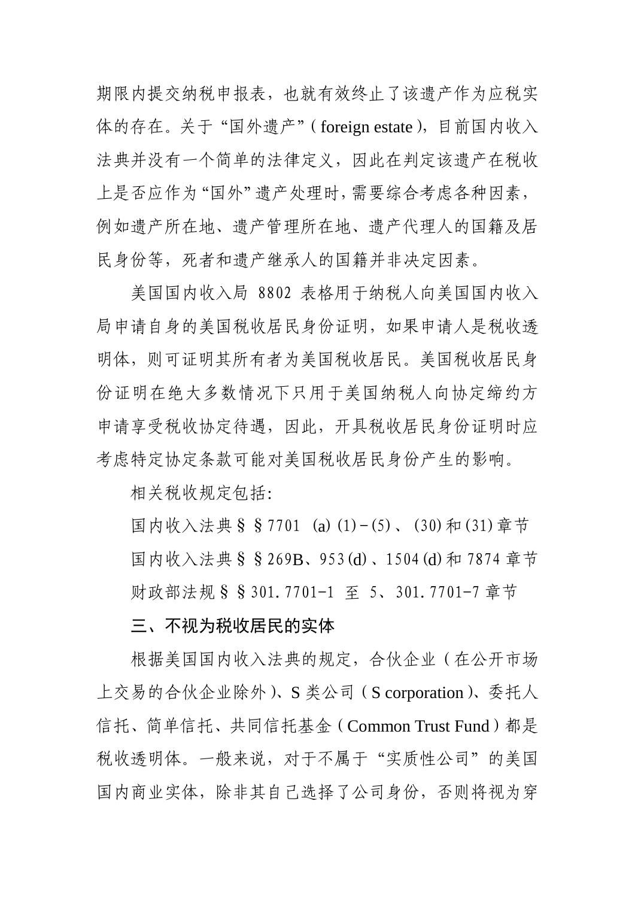期限内提交纳税申报表，也就有效终止了该遗产作为应税实体的存在。关于“国外遗产”（foreign estate），目前国内收入法典并没有一个简单的法律定义，因此在判定该遗产在税收上是否应作为“国外”遗产处理时，需要综合考虑各种因素，例如遗产所在地、遗产管理所在地、遗产代理人的国籍及居民身份等，死者和遗产继承人的国籍并非决定因素。

美国国内收入局 8802 表格用于纳税人向美国国内收入局申请自身的美国税收居民身份证明，如果申请人是税收透明体，则可证明其所有者为美国税收居民。美国税收居民身份证明在绝大多数情况下只用于美国纳税人向协定缔约方申请享受税收协定待遇，因此，开具税收居民身份证明时应考虑特定协定条款可能对美国税收居民身份产生的影响。

相关税收规定包括:

国内收入法典§§7701 (a) (1)-(5)、(30)和(31)章节

国内收入法典§§269B、953(d)、1504(d)和 7874 章节

财政部法规§§301.7701-1 至 5、301.7701-7 章节

## 三、不视为税收居民的实体

根据美国国内收入法典的规定，合伙企业（在公开市场上交易的合伙企业除外）、S 类公司（S corporation）、委托人信托、简单信托、共同信托基金（Common Trust Fund）都是税收透明体。一般来说，对于不属于“实质性公司”的美国国内商业实体，除非其自己选择了公司身份，否则将视为穿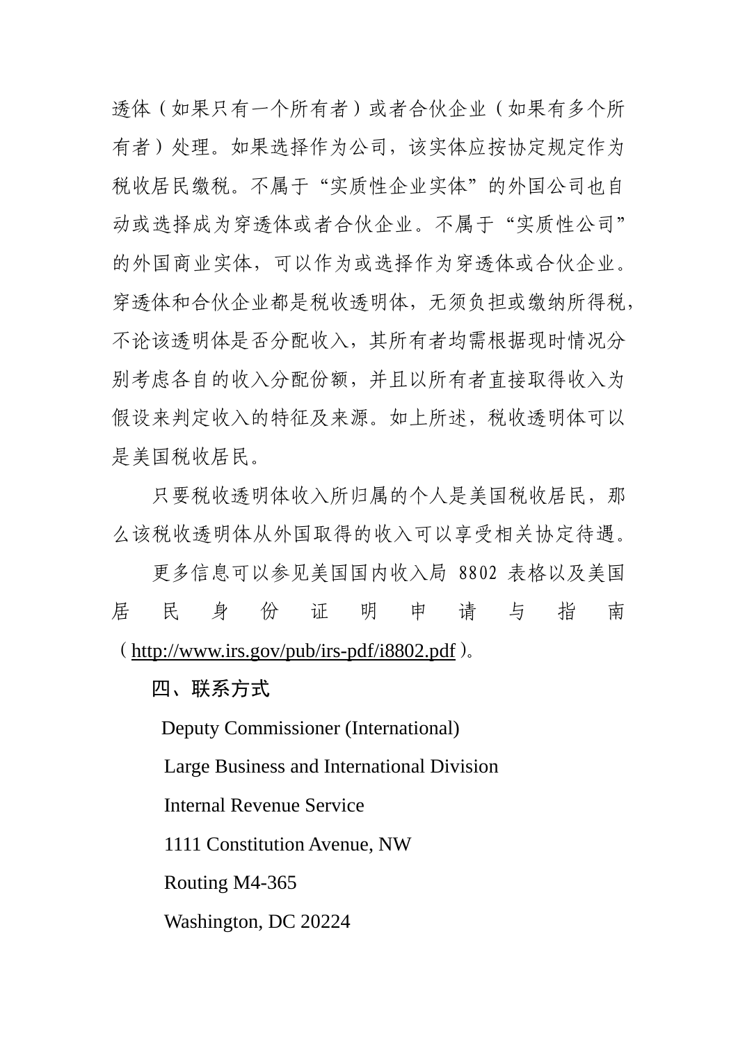透体（如果只有一个所有者）或者合伙企业（如果有多个所有者）处理。如果选择作为公司，该实体应按协定规定作为税收居民缴税。不属于“实质性企业实体”的外国公司也自动或选择成为穿透体或者合伙企业。不属于“实质性公司”的外国商业实体，可以作为或选择作为穿透体或合伙企业。穿透体和合伙企业都是税收透明体，无须负担或缴纳所得税，不论该透明体是否分配收入，其所有者均需根据现时情况分别考虑各自的收入分配份额，并且以所有者直接取得收入为假设来判定收入的特征及来源。如上所述，税收透明体可以是美国税收居民。

只要税收透明体收入所归属的个人是美国税收居民，那么该税收透明体从外国取得的收入可以享受相关协定待遇。

更多信息可以参见美国国内收入局 8802 表格以及美国居民身份证明申请与指南（http://www.irs.gov/pub/irs-pdf/i8802.pdf）。

**四、联系方式**

Deputy Commissioner (International)

Large Business and International Division

Internal Revenue Service

1111 Constitution Avenue, NW

Routing M4-365

Washington, DC 20224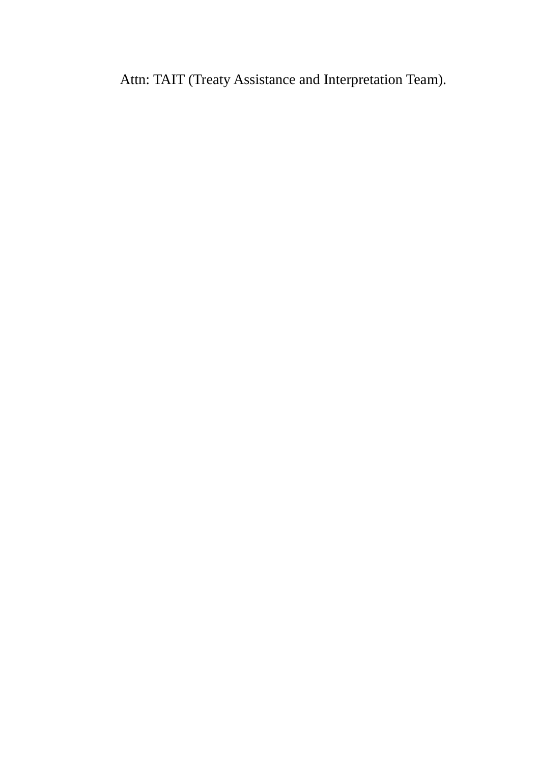Attn: TAIT (Treaty Assistance and Interpretation Team).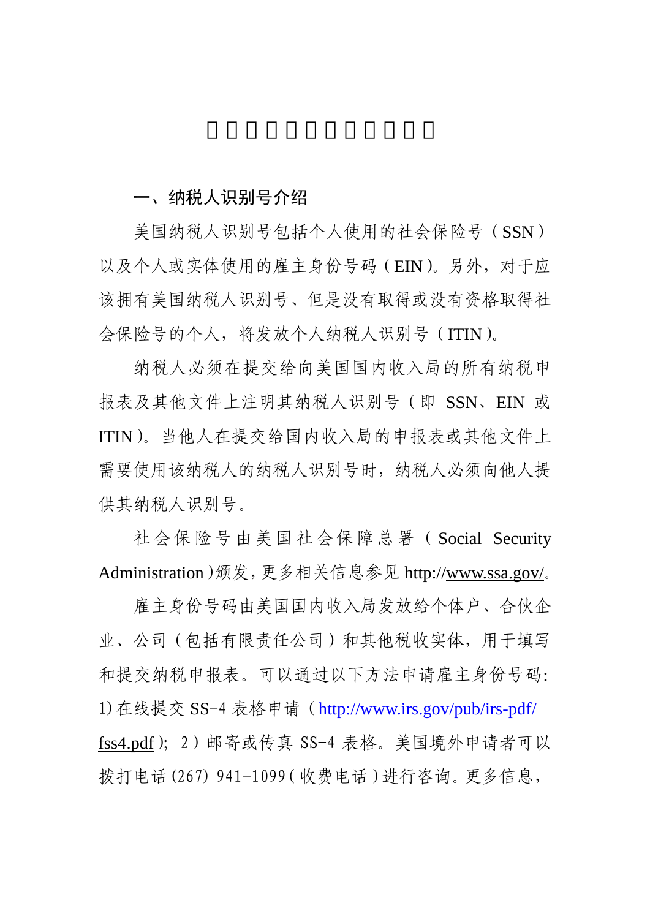## 一、纳税人识别号介绍

美国纳税人识别号包括个人使用的社会保险号（SSN）以及个人或实体使用的雇主身份号码（EIN）。另外，对于应该拥有美国纳税人识别号、但是没有取得或没有资格取得社会保险号的个人，将发放个人纳税人识别号（ITIN）。

纳税人必须在提交给向美国国内收入局的所有纳税申报表及其他文件上注明其纳税人识别号（即 SSN、EIN 或 ITIN）。当他人在提交给国内收入局的申报表或其他文件上需要使用该纳税人的纳税人识别号时，纳税人必须向他人提供其纳税人识别号。

社会保险号由美国社会保障总署（Social Security Administration）颁发，更多相关信息参见 http://www.ssa.gov/。

雇主身份号码由美国国内收入局发放给个体户、合伙企业、公司（包括有限责任公司）和其他税收实体，用于填写和提交纳税申报表。可以通过以下方法申请雇主身份号码：1）在线提交 SS-4 表格申请（http://www.irs.gov/pub/irs-pdf/fss4.pdf）；2）邮寄或传真 SS-4 表格。美国境外申请者可以拨打电话(267) 941-1099（收费电话）进行咨询。更多信息，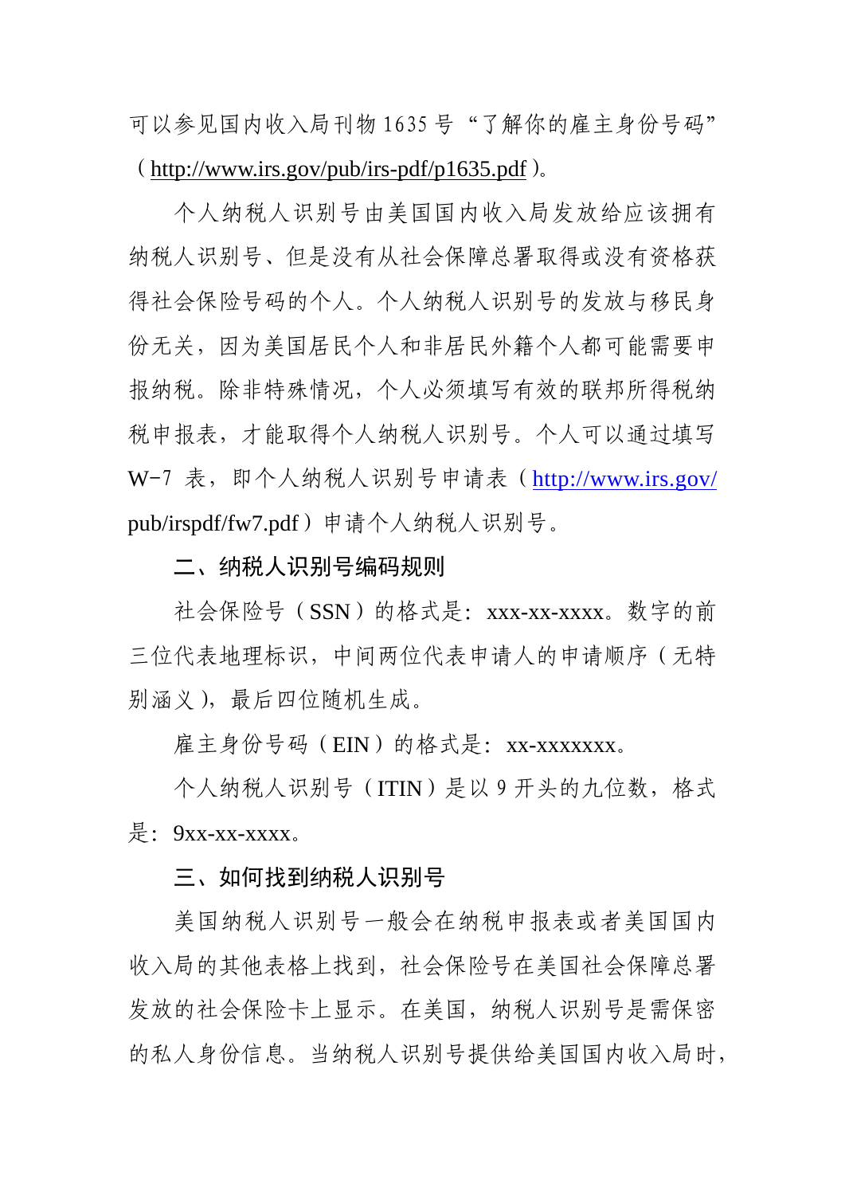可以参见国内收入局刊物 1635 号“了解你的雇主身份号码”（http://www.irs.gov/pub/irs-pdf/p1635.pdf）。

个人纳税人识别号由美国国内收入局发放给应该拥有纳税人识别号、但是没有从社会保障总署取得或没有资格获得社会保险号码的个人。个人纳税人识别号的发放与移民身份无关，因为美国居民个人和非居民外籍个人都可能需要申报纳税。除非特殊情况，个人必须填写有效的联邦所得税纳税申报表，才能取得个人纳税人识别号。个人可以通过填写 W-7 表，即个人纳税人识别号申请表（http://www.irs.gov/pub/irspdf/fw7.pdf）申请个人纳税人识别号。

## 二、纳税人识别号编码规则

社会保险号（SSN）的格式是：xxx-xx-xxxx。数字的前三位代表地理标识，中间两位代表申请人的申请顺序（无特别涵义），最后四位随机生成。

雇主身份号码（EIN）的格式是：xx-xxxxxxx。

个人纳税人识别号（ITIN）是以 9 开头的九位数，格式是：9xx-xx-xxxx。

## 三、如何找到纳税人识别号

美国纳税人识别号一般会在纳税申报表或者美国国内收入局的其他表格上找到，社会保险号在美国社会保障总署发放的社会保险卡上显示。在美国，纳税人识别号是需保密的私人身份信息。当纳税人识别号提供给美国国内收入局时，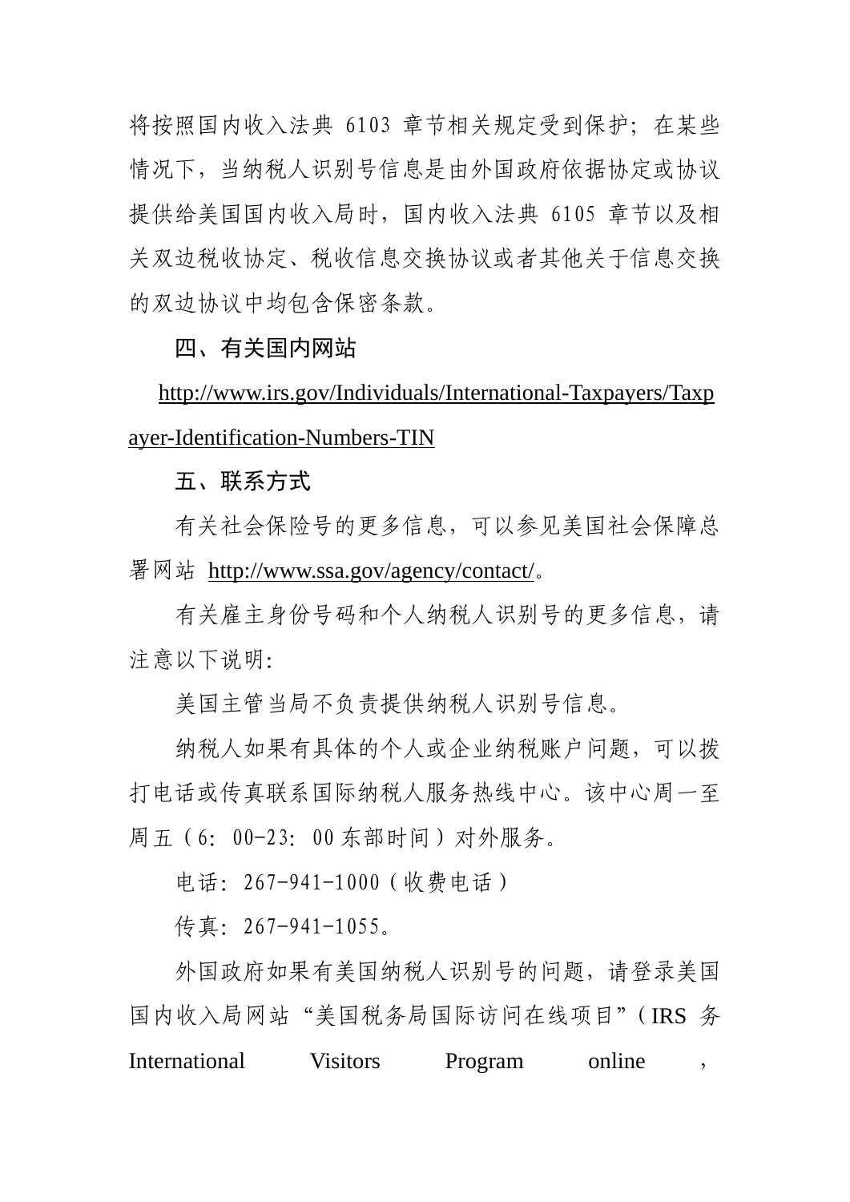将按照国内收入法典 6103 章节相关规定受到保护；在某些情况下，当纳税人识别号信息是由外国政府依据协定或协议提供给美国国内收入局时，国内收入法典 6105 章节以及相关双边税收协定、税收信息交换协议或者其他关于信息交换的双边协议中均包含保密条款。

**四、有关国内网站**

http://www.irs.gov/Individuals/International-Taxpayers/Taxpayer-Identification-Numbers-TIN

**五、联系方式**

有关社会保险号的更多信息，可以参见美国社会保障总署网站 http://www.ssa.gov/agency/contact/。

有关雇主身份号码和个人纳税人识别号的更多信息，请注意以下说明：

美国主管当局不负责提供纳税人识别号信息。

纳税人如果有具体的个人或企业纳税账户问题，可以拨打电话或传真联系国际纳税人服务热线中心。该中心周一至周五（6：00-23：00 东部时间）对外服务。

电话：267-941-1000（收费电话）

传真：267-941-1055。

外国政府如果有美国纳税人识别号的问题，请登录美国国内收入局网站“美国税务局国际访问在线项目”（IRS 务 International Visitors Program online ，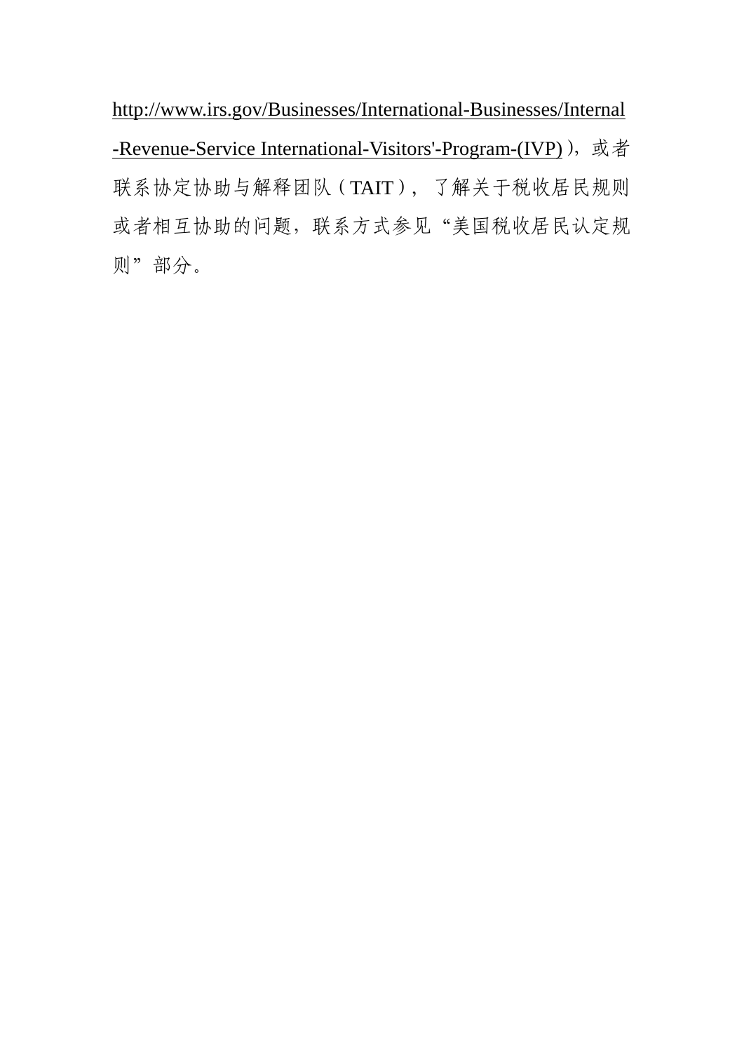http://www.irs.gov/Businesses/International-Businesses/Internal-Revenue-Service International-Visitors'-Program-(IVP)），或者联系协定协助与解释团队（TAIT），了解关于税收居民规则或者相互协助的问题，联系方式参见“美国税收居民认定规则”部分。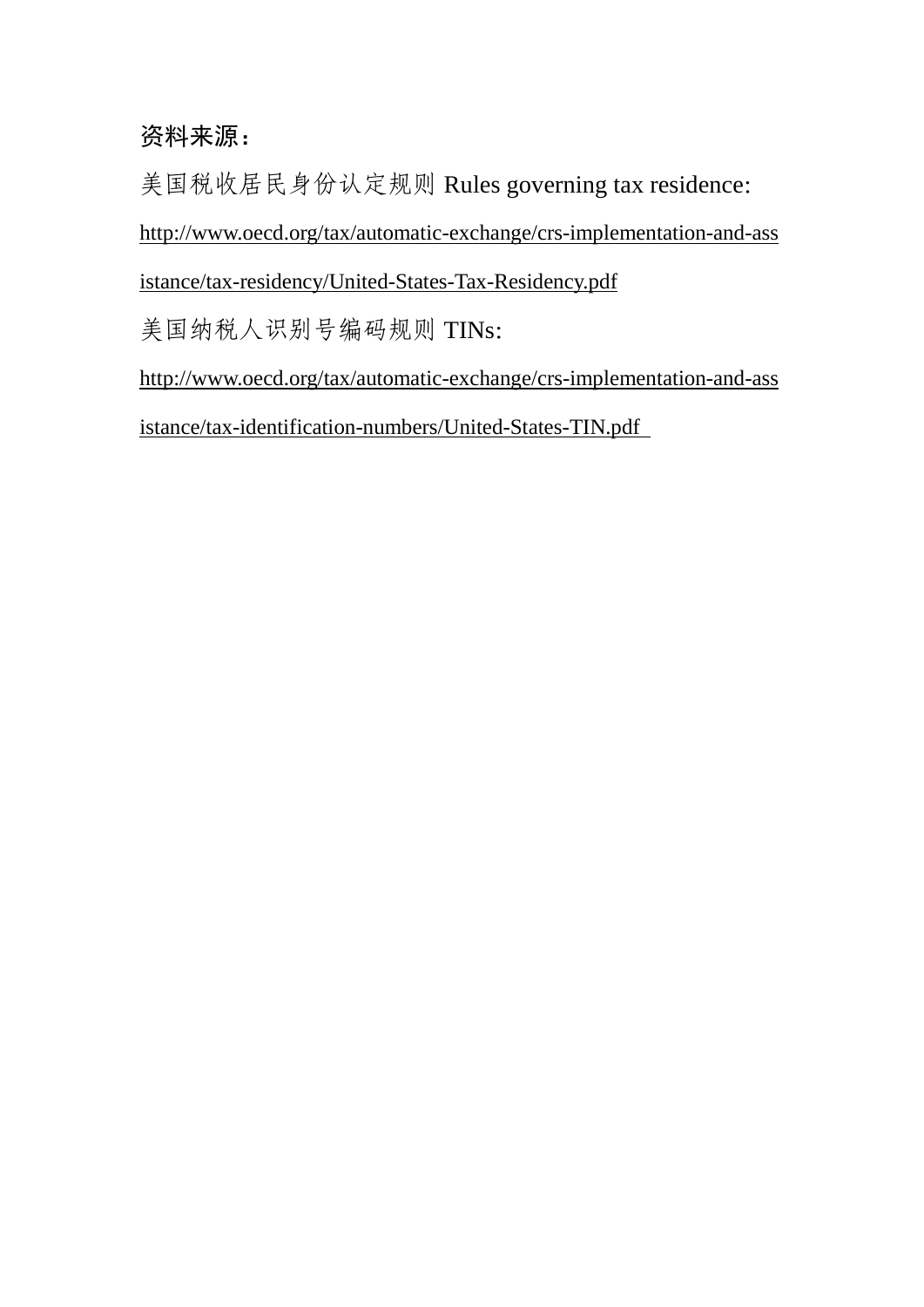**资料来源：**

美国税收居民身份认定规则 Rules governing tax residence:

http://www.oecd.org/tax/automatic-exchange/crs-implementation-and-assistance/tax-residency/United-States-Tax-Residency.pdf

美国纳税人识别号编码规则 TINs:

http://www.oecd.org/tax/automatic-exchange/crs-implementation-and-assistance/tax-identification-numbers/United-States-TIN.pdf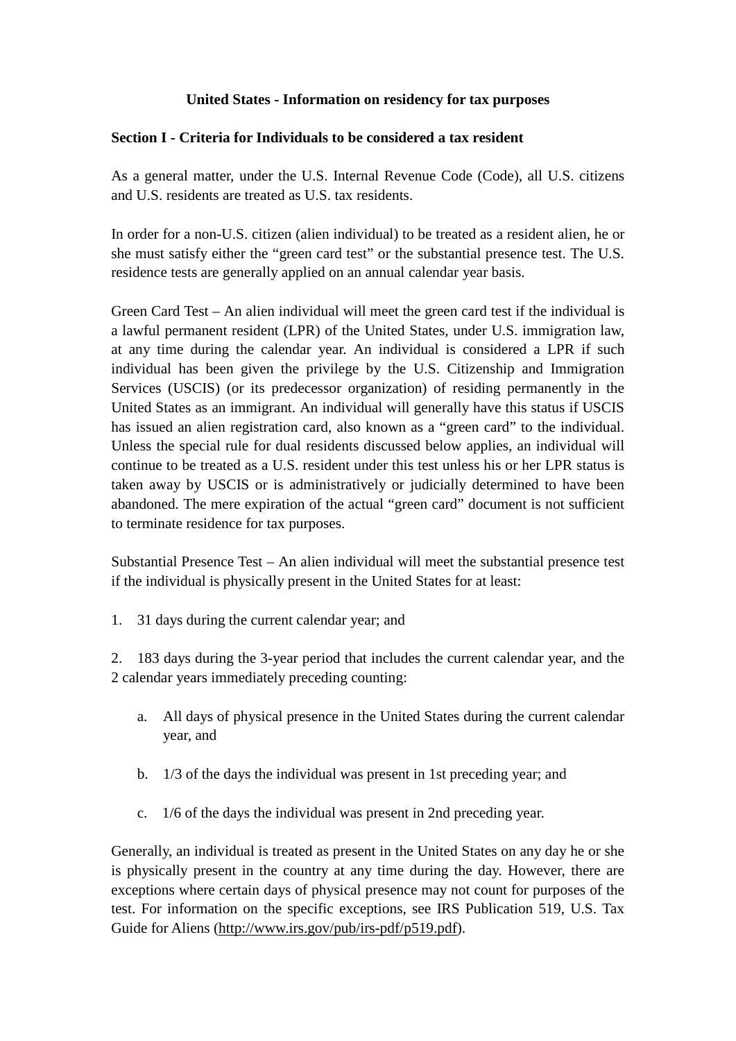# United States - Information on residency for tax purposes

## Section I - Criteria for Individuals to be considered a tax resident

As a general matter, under the U.S. Internal Revenue Code (Code), all U.S. citizens and U.S. residents are treated as U.S. tax residents.

In order for a non-U.S. citizen (alien individual) to be treated as a resident alien, he or she must satisfy either the "green card test" or the substantial presence test. The U.S. residence tests are generally applied on an annual calendar year basis.

Green Card Test – An alien individual will meet the green card test if the individual is a lawful permanent resident (LPR) of the United States, under U.S. immigration law, at any time during the calendar year. An individual is considered a LPR if such individual has been given the privilege by the U.S. Citizenship and Immigration Services (USCIS) (or its predecessor organization) of residing permanently in the United States as an immigrant. An individual will generally have this status if USCIS has issued an alien registration card, also known as a "green card" to the individual. Unless the special rule for dual residents discussed below applies, an individual will continue to be treated as a U.S. resident under this test unless his or her LPR status is taken away by USCIS or is administratively or judicially determined to have been abandoned. The mere expiration of the actual "green card" document is not sufficient to terminate residence for tax purposes.

Substantial Presence Test – An alien individual will meet the substantial presence test if the individual is physically present in the United States for at least:

1. 31 days during the current calendar year; and

2. 183 days during the 3-year period that includes the current calendar year, and the 2 calendar years immediately preceding counting:

   a. All days of physical presence in the United States during the current calendar year, and

   b. 1/3 of the days the individual was present in 1st preceding year; and

   c. 1/6 of the days the individual was present in 2nd preceding year.

Generally, an individual is treated as present in the United States on any day he or she is physically present in the country at any time during the day. However, there are exceptions where certain days of physical presence may not count for purposes of the test. For information on the specific exceptions, see IRS Publication 519, U.S. Tax Guide for Aliens (http://www.irs.gov/pub/irs-pdf/p519.pdf).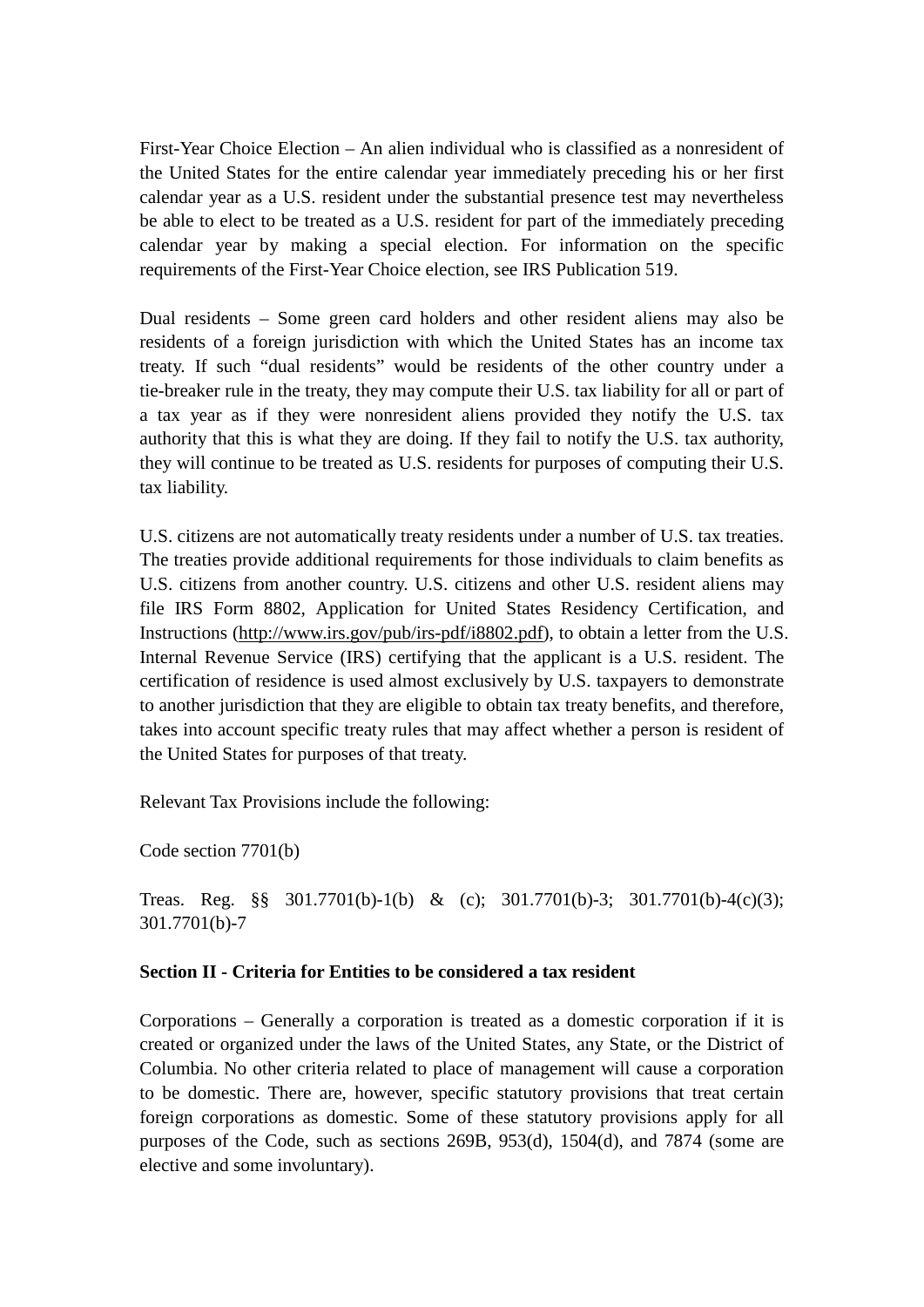First-Year Choice Election – An alien individual who is classified as a nonresident of the United States for the entire calendar year immediately preceding his or her first calendar year as a U.S. resident under the substantial presence test may nevertheless be able to elect to be treated as a U.S. resident for part of the immediately preceding calendar year by making a special election. For information on the specific requirements of the First-Year Choice election, see IRS Publication 519.

Dual residents – Some green card holders and other resident aliens may also be residents of a foreign jurisdiction with which the United States has an income tax treaty. If such "dual residents" would be residents of the other country under a tie-breaker rule in the treaty, they may compute their U.S. tax liability for all or part of a tax year as if they were nonresident aliens provided they notify the U.S. tax authority that this is what they are doing. If they fail to notify the U.S. tax authority, they will continue to be treated as U.S. residents for purposes of computing their U.S. tax liability.

U.S. citizens are not automatically treaty residents under a number of U.S. tax treaties. The treaties provide additional requirements for those individuals to claim benefits as U.S. citizens from another country. U.S. citizens and other U.S. resident aliens may file IRS Form 8802, Application for United States Residency Certification, and Instructions (http://www.irs.gov/pub/irs-pdf/i8802.pdf), to obtain a letter from the U.S. Internal Revenue Service (IRS) certifying that the applicant is a U.S. resident. The certification of residence is used almost exclusively by U.S. taxpayers to demonstrate to another jurisdiction that they are eligible to obtain tax treaty benefits, and therefore, takes into account specific treaty rules that may affect whether a person is resident of the United States for purposes of that treaty.

Relevant Tax Provisions include the following:

Code section 7701(b)

Treas. Reg. §§ 301.7701(b)-1(b) & (c); 301.7701(b)-3; 301.7701(b)-4(c)(3); 301.7701(b)-7

**Section II - Criteria for Entities to be considered a tax resident**

Corporations – Generally a corporation is treated as a domestic corporation if it is created or organized under the laws of the United States, any State, or the District of Columbia. No other criteria related to place of management will cause a corporation to be domestic. There are, however, specific statutory provisions that treat certain foreign corporations as domestic. Some of these statutory provisions apply for all purposes of the Code, such as sections 269B, 953(d), 1504(d), and 7874 (some are elective and some involuntary).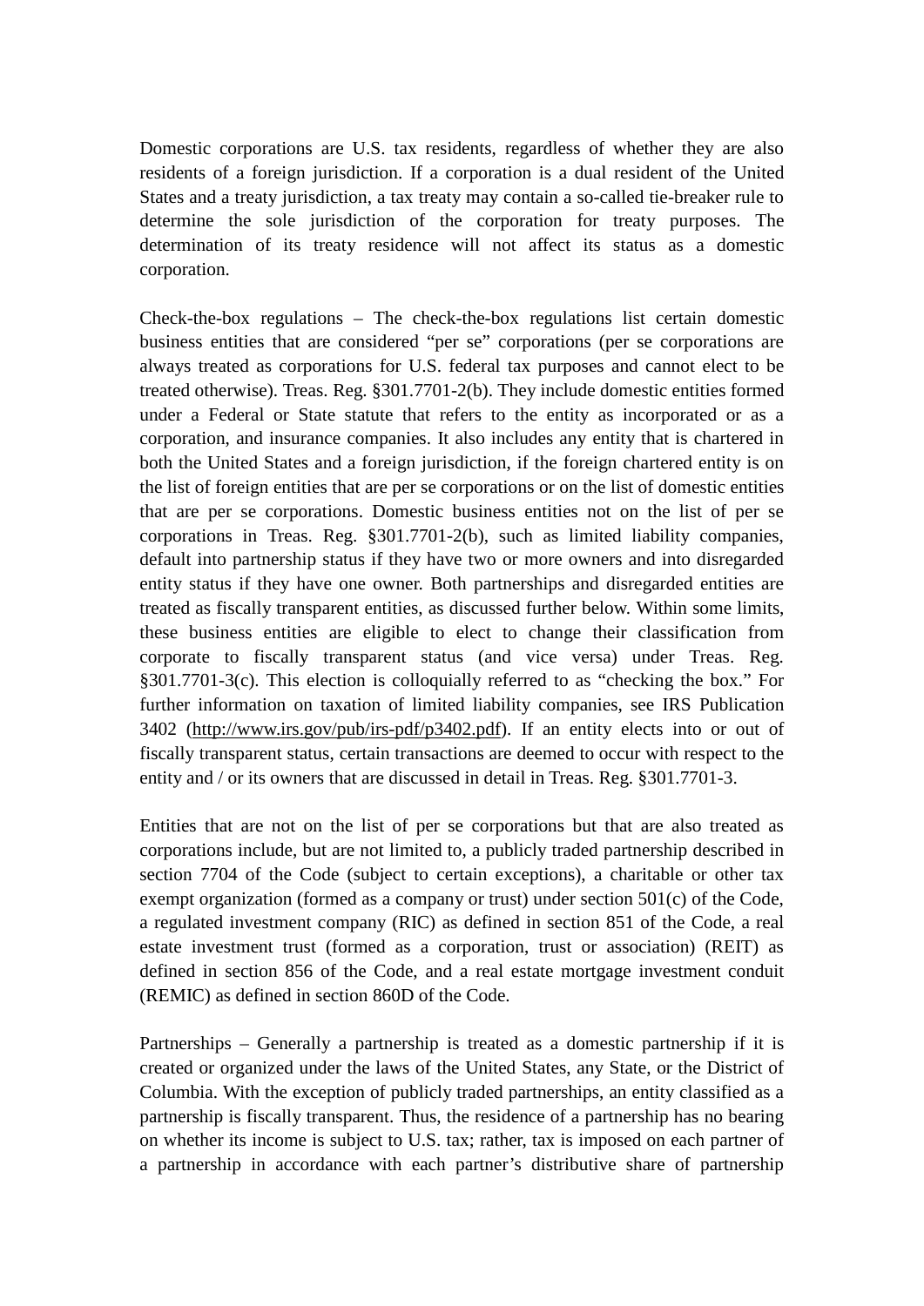Domestic corporations are U.S. tax residents, regardless of whether they are also residents of a foreign jurisdiction. If a corporation is a dual resident of the United States and a treaty jurisdiction, a tax treaty may contain a so-called tie-breaker rule to determine the sole jurisdiction of the corporation for treaty purposes. The determination of its treaty residence will not affect its status as a domestic corporation.

Check-the-box regulations – The check-the-box regulations list certain domestic business entities that are considered “per se” corporations (per se corporations are always treated as corporations for U.S. federal tax purposes and cannot elect to be treated otherwise). Treas. Reg. §301.7701-2(b). They include domestic entities formed under a Federal or State statute that refers to the entity as incorporated or as a corporation, and insurance companies. It also includes any entity that is chartered in both the United States and a foreign jurisdiction, if the foreign chartered entity is on the list of foreign entities that are per se corporations or on the list of domestic entities that are per se corporations. Domestic business entities not on the list of per se corporations in Treas. Reg. §301.7701-2(b), such as limited liability companies, default into partnership status if they have two or more owners and into disregarded entity status if they have one owner. Both partnerships and disregarded entities are treated as fiscally transparent entities, as discussed further below. Within some limits, these business entities are eligible to elect to change their classification from corporate to fiscally transparent status (and vice versa) under Treas. Reg. §301.7701-3(c). This election is colloquially referred to as “checking the box.” For further information on taxation of limited liability companies, see IRS Publication 3402 (http://www.irs.gov/pub/irs-pdf/p3402.pdf). If an entity elects into or out of fiscally transparent status, certain transactions are deemed to occur with respect to the entity and / or its owners that are discussed in detail in Treas. Reg. §301.7701-3.

Entities that are not on the list of per se corporations but that are also treated as corporations include, but are not limited to, a publicly traded partnership described in section 7704 of the Code (subject to certain exceptions), a charitable or other tax exempt organization (formed as a company or trust) under section 501(c) of the Code, a regulated investment company (RIC) as defined in section 851 of the Code, a real estate investment trust (formed as a corporation, trust or association) (REIT) as defined in section 856 of the Code, and a real estate mortgage investment conduit (REMIC) as defined in section 860D of the Code.

Partnerships – Generally a partnership is treated as a domestic partnership if it is created or organized under the laws of the United States, any State, or the District of Columbia. With the exception of publicly traded partnerships, an entity classified as a partnership is fiscally transparent. Thus, the residence of a partnership has no bearing on whether its income is subject to U.S. tax; rather, tax is imposed on each partner of a partnership in accordance with each partner’s distributive share of partnership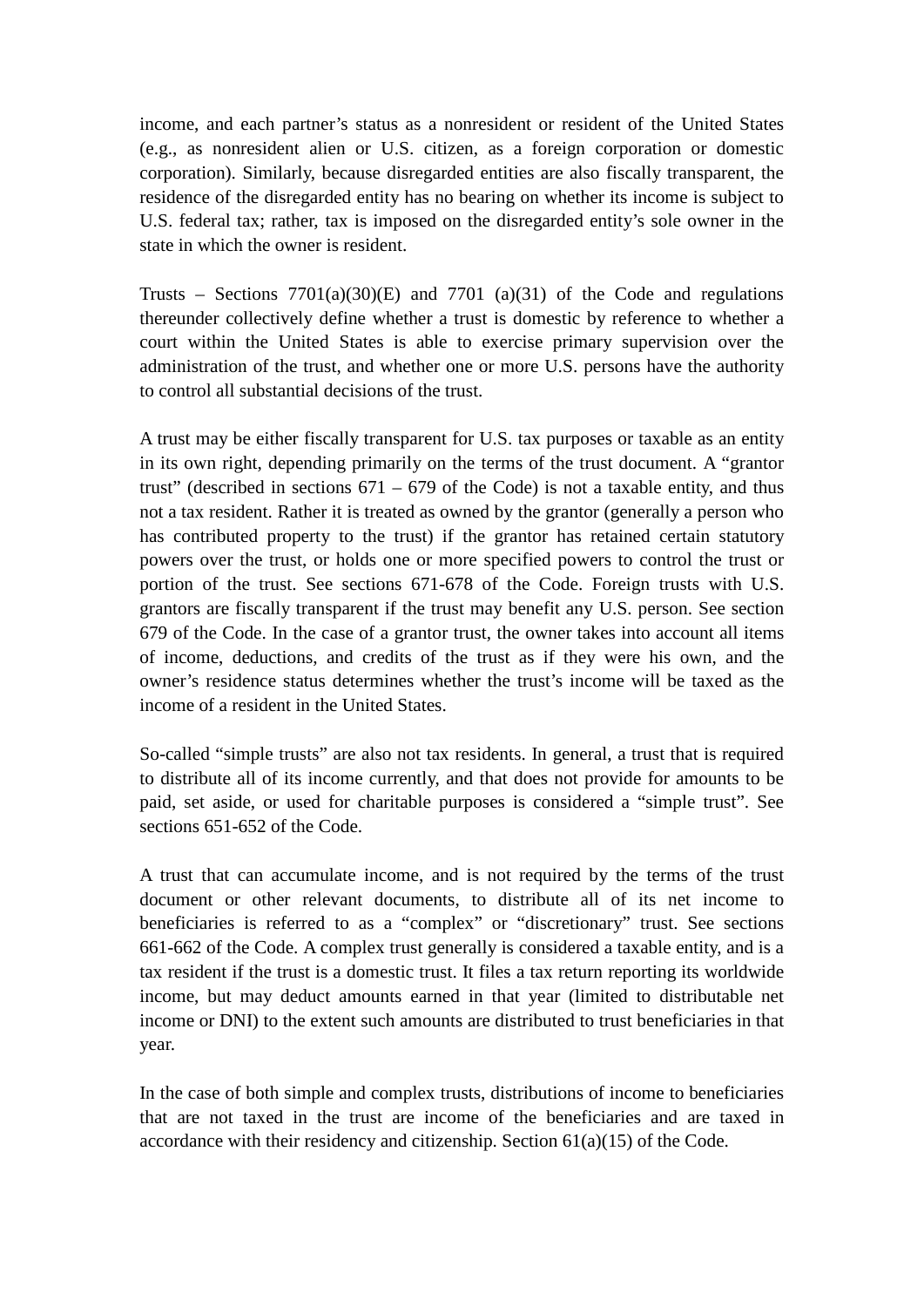income, and each partner's status as a nonresident or resident of the United States (e.g., as nonresident alien or U.S. citizen, as a foreign corporation or domestic corporation). Similarly, because disregarded entities are also fiscally transparent, the residence of the disregarded entity has no bearing on whether its income is subject to U.S. federal tax; rather, tax is imposed on the disregarded entity's sole owner in the state in which the owner is resident.

Trusts – Sections 7701(a)(30)(E) and 7701 (a)(31) of the Code and regulations thereunder collectively define whether a trust is domestic by reference to whether a court within the United States is able to exercise primary supervision over the administration of the trust, and whether one or more U.S. persons have the authority to control all substantial decisions of the trust.

A trust may be either fiscally transparent for U.S. tax purposes or taxable as an entity in its own right, depending primarily on the terms of the trust document. A "grantor trust" (described in sections 671 – 679 of the Code) is not a taxable entity, and thus not a tax resident. Rather it is treated as owned by the grantor (generally a person who has contributed property to the trust) if the grantor has retained certain statutory powers over the trust, or holds one or more specified powers to control the trust or portion of the trust. See sections 671-678 of the Code. Foreign trusts with U.S. grantors are fiscally transparent if the trust may benefit any U.S. person. See section 679 of the Code. In the case of a grantor trust, the owner takes into account all items of income, deductions, and credits of the trust as if they were his own, and the owner's residence status determines whether the trust's income will be taxed as the income of a resident in the United States.

So-called "simple trusts" are also not tax residents. In general, a trust that is required to distribute all of its income currently, and that does not provide for amounts to be paid, set aside, or used for charitable purposes is considered a "simple trust". See sections 651-652 of the Code.

A trust that can accumulate income, and is not required by the terms of the trust document or other relevant documents, to distribute all of its net income to beneficiaries is referred to as a "complex" or "discretionary" trust. See sections 661-662 of the Code. A complex trust generally is considered a taxable entity, and is a tax resident if the trust is a domestic trust. It files a tax return reporting its worldwide income, but may deduct amounts earned in that year (limited to distributable net income or DNI) to the extent such amounts are distributed to trust beneficiaries in that year.

In the case of both simple and complex trusts, distributions of income to beneficiaries that are not taxed in the trust are income of the beneficiaries and are taxed in accordance with their residency and citizenship. Section 61(a)(15) of the Code.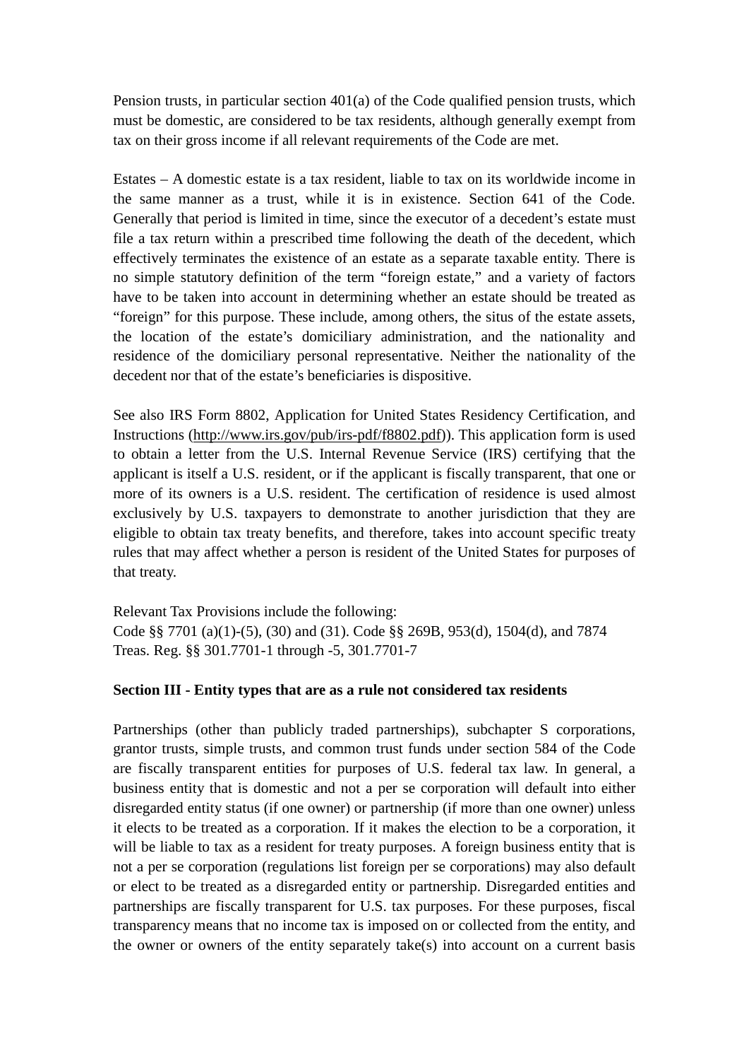Pension trusts, in particular section 401(a) of the Code qualified pension trusts, which must be domestic, are considered to be tax residents, although generally exempt from tax on their gross income if all relevant requirements of the Code are met.

Estates – A domestic estate is a tax resident, liable to tax on its worldwide income in the same manner as a trust, while it is in existence. Section 641 of the Code. Generally that period is limited in time, since the executor of a decedent's estate must file a tax return within a prescribed time following the death of the decedent, which effectively terminates the existence of an estate as a separate taxable entity. There is no simple statutory definition of the term "foreign estate," and a variety of factors have to be taken into account in determining whether an estate should be treated as "foreign" for this purpose. These include, among others, the situs of the estate assets, the location of the estate's domiciliary administration, and the nationality and residence of the domiciliary personal representative. Neither the nationality of the decedent nor that of the estate's beneficiaries is dispositive.

See also IRS Form 8802, Application for United States Residency Certification, and Instructions (http://www.irs.gov/pub/irs-pdf/f8802.pdf)). This application form is used to obtain a letter from the U.S. Internal Revenue Service (IRS) certifying that the applicant is itself a U.S. resident, or if the applicant is fiscally transparent, that one or more of its owners is a U.S. resident. The certification of residence is used almost exclusively by U.S. taxpayers to demonstrate to another jurisdiction that they are eligible to obtain tax treaty benefits, and therefore, takes into account specific treaty rules that may affect whether a person is resident of the United States for purposes of that treaty.

Relevant Tax Provisions include the following:
Code §§ 7701 (a)(1)-(5), (30) and (31). Code §§ 269B, 953(d), 1504(d), and 7874
Treas. Reg. §§ 301.7701-1 through -5, 301.7701-7

**Section III - Entity types that are as a rule not considered tax residents**

Partnerships (other than publicly traded partnerships), subchapter S corporations, grantor trusts, simple trusts, and common trust funds under section 584 of the Code are fiscally transparent entities for purposes of U.S. federal tax law. In general, a business entity that is domestic and not a per se corporation will default into either disregarded entity status (if one owner) or partnership (if more than one owner) unless it elects to be treated as a corporation. If it makes the election to be a corporation, it will be liable to tax as a resident for treaty purposes. A foreign business entity that is not a per se corporation (regulations list foreign per se corporations) may also default or elect to be treated as a disregarded entity or partnership. Disregarded entities and partnerships are fiscally transparent for U.S. tax purposes. For these purposes, fiscal transparency means that no income tax is imposed on or collected from the entity, and the owner or owners of the entity separately take(s) into account on a current basis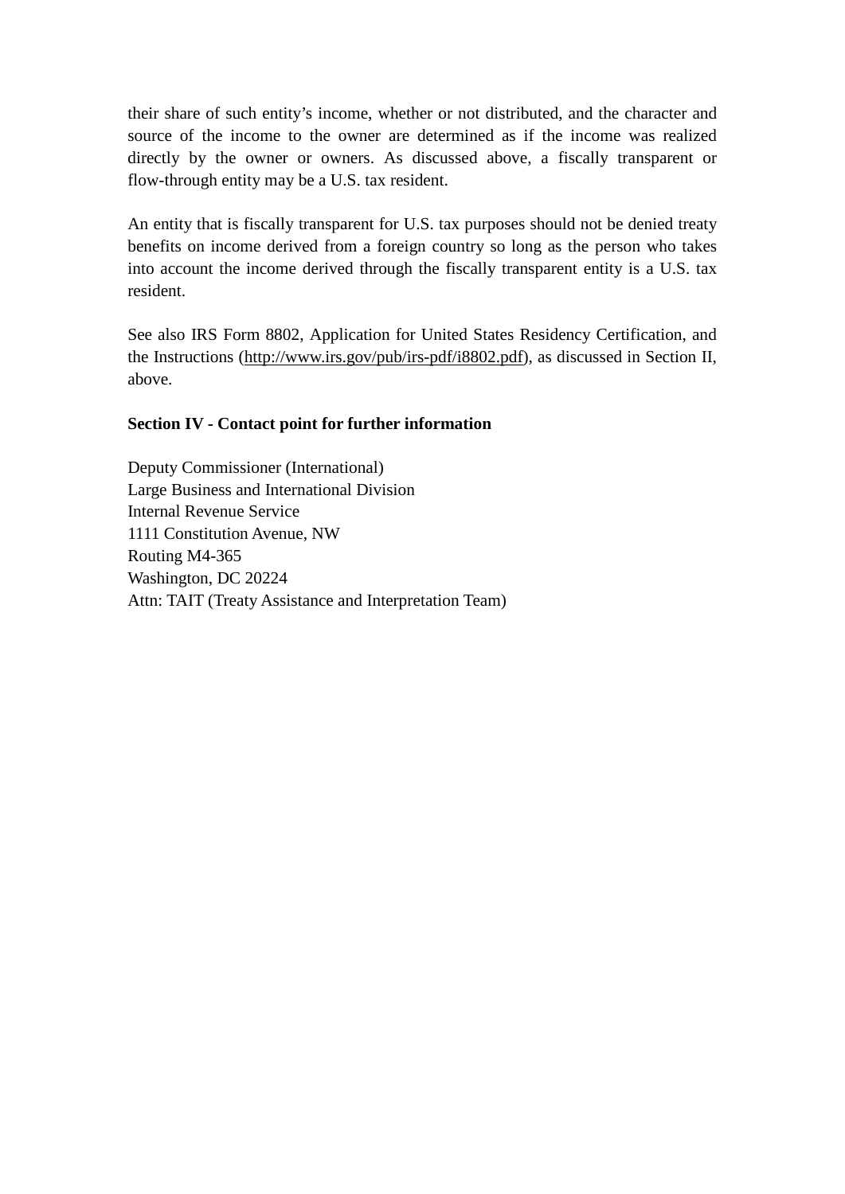their share of such entity's income, whether or not distributed, and the character and source of the income to the owner are determined as if the income was realized directly by the owner or owners. As discussed above, a fiscally transparent or flow-through entity may be a U.S. tax resident.

An entity that is fiscally transparent for U.S. tax purposes should not be denied treaty benefits on income derived from a foreign country so long as the person who takes into account the income derived through the fiscally transparent entity is a U.S. tax resident.

See also IRS Form 8802, Application for United States Residency Certification, and the Instructions (http://www.irs.gov/pub/irs-pdf/i8802.pdf), as discussed in Section II, above.

**Section IV - Contact point for further information**

Deputy Commissioner (International)
Large Business and International Division
Internal Revenue Service
1111 Constitution Avenue, NW
Routing M4-365
Washington, DC 20224
Attn: TAIT (Treaty Assistance and Interpretation Team)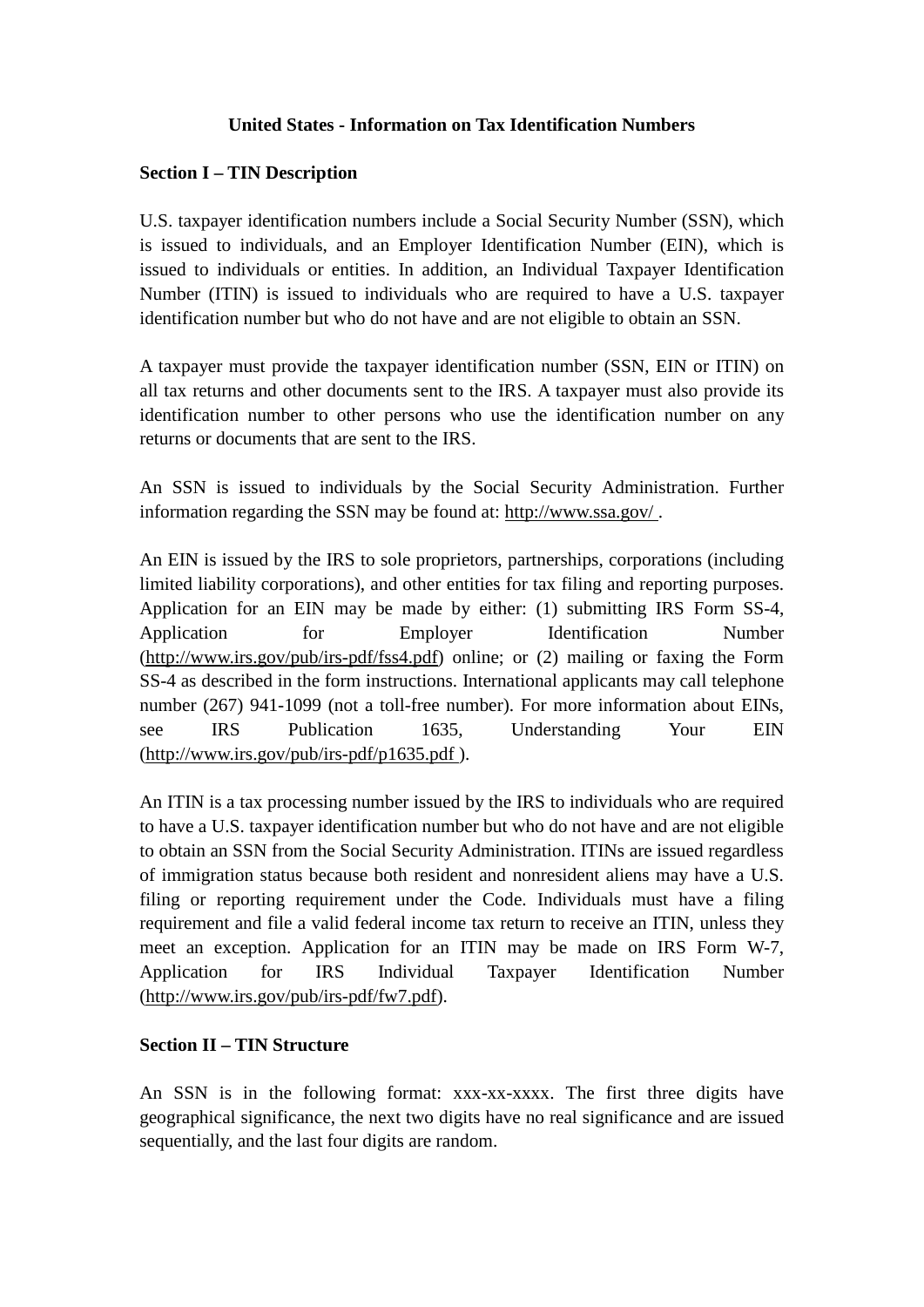# United States - Information on Tax Identification Numbers

## Section I – TIN Description

U.S. taxpayer identification numbers include a Social Security Number (SSN), which is issued to individuals, and an Employer Identification Number (EIN), which is issued to individuals or entities. In addition, an Individual Taxpayer Identification Number (ITIN) is issued to individuals who are required to have a U.S. taxpayer identification number but who do not have and are not eligible to obtain an SSN.

A taxpayer must provide the taxpayer identification number (SSN, EIN or ITIN) on all tax returns and other documents sent to the IRS. A taxpayer must also provide its identification number to other persons who use the identification number on any returns or documents that are sent to the IRS.

An SSN is issued to individuals by the Social Security Administration. Further information regarding the SSN may be found at: http://www.ssa.gov/ .

An EIN is issued by the IRS to sole proprietors, partnerships, corporations (including limited liability corporations), and other entities for tax filing and reporting purposes. Application for an EIN may be made by either: (1) submitting IRS Form SS-4, Application for Employer Identification Number (http://www.irs.gov/pub/irs-pdf/fss4.pdf) online; or (2) mailing or faxing the Form SS-4 as described in the form instructions. International applicants may call telephone number (267) 941-1099 (not a toll-free number). For more information about EINs, see IRS Publication 1635, Understanding Your EIN (http://www.irs.gov/pub/irs-pdf/p1635.pdf ).

An ITIN is a tax processing number issued by the IRS to individuals who are required to have a U.S. taxpayer identification number but who do not have and are not eligible to obtain an SSN from the Social Security Administration. ITINs are issued regardless of immigration status because both resident and nonresident aliens may have a U.S. filing or reporting requirement under the Code. Individuals must have a filing requirement and file a valid federal income tax return to receive an ITIN, unless they meet an exception. Application for an ITIN may be made on IRS Form W-7, Application for IRS Individual Taxpayer Identification Number (http://www.irs.gov/pub/irs-pdf/fw7.pdf).

## Section II – TIN Structure

An SSN is in the following format: xxx-xx-xxxx. The first three digits have geographical significance, the next two digits have no real significance and are issued sequentially, and the last four digits are random.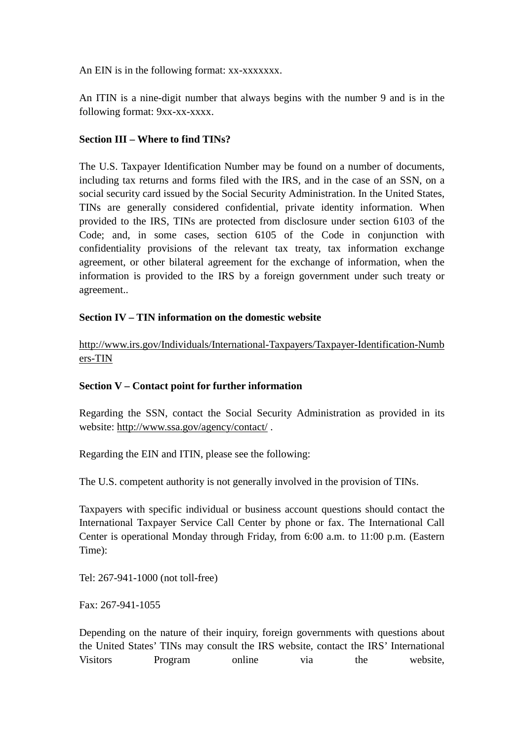An EIN is in the following format: xx-xxxxxxx.

An ITIN is a nine-digit number that always begins with the number 9 and is in the following format: 9xx-xx-xxxx.

**Section III – Where to find TINs?**

The U.S. Taxpayer Identification Number may be found on a number of documents, including tax returns and forms filed with the IRS, and in the case of an SSN, on a social security card issued by the Social Security Administration. In the United States, TINs are generally considered confidential, private identity information. When provided to the IRS, TINs are protected from disclosure under section 6103 of the Code; and, in some cases, section 6105 of the Code in conjunction with confidentiality provisions of the relevant tax treaty, tax information exchange agreement, or other bilateral agreement for the exchange of information, when the information is provided to the IRS by a foreign government under such treaty or agreement..

**Section IV – TIN information on the domestic website**

http://www.irs.gov/Individuals/International-Taxpayers/Taxpayer-Identification-Numbers-TIN

**Section V – Contact point for further information**

Regarding the SSN, contact the Social Security Administration as provided in its website: http://www.ssa.gov/agency/contact/ .

Regarding the EIN and ITIN, please see the following:

The U.S. competent authority is not generally involved in the provision of TINs.

Taxpayers with specific individual or business account questions should contact the International Taxpayer Service Call Center by phone or fax. The International Call Center is operational Monday through Friday, from 6:00 a.m. to 11:00 p.m. (Eastern Time):

Tel: 267-941-1000 (not toll-free)

Fax: 267-941-1055

Depending on the nature of their inquiry, foreign governments with questions about the United States' TINs may consult the IRS website, contact the IRS' International Visitors Program online via the website,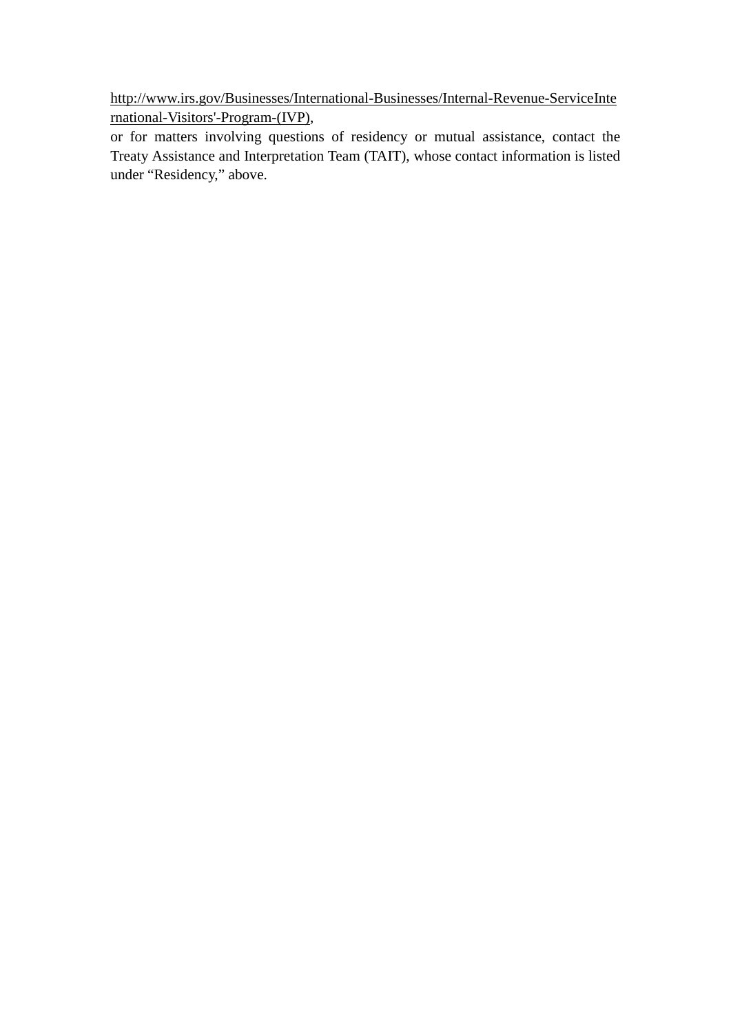http://www.irs.gov/Businesses/International-Businesses/Internal-Revenue-ServiceInternational-Visitors'-Program-(IVP),

or for matters involving questions of residency or mutual assistance, contact the Treaty Assistance and Interpretation Team (TAIT), whose contact information is listed under "Residency," above.